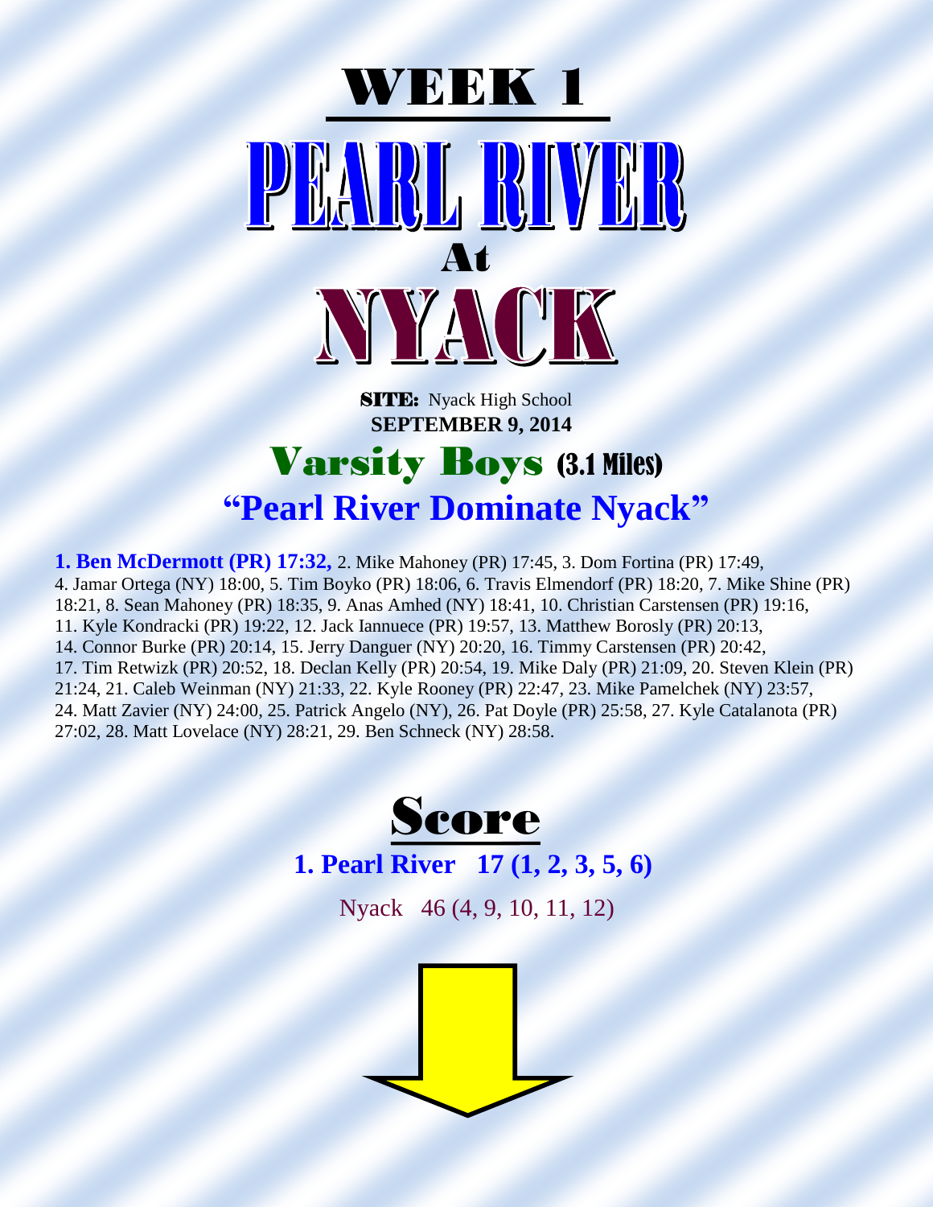# WEEK 1

# PEARL RIVER

## At

# NYACK

**SITE:** Nyack High School

**SEPTEMBER 9, 2014**

## Varsity Boys (3.1 Miles)

## "Pearl River Dominate Nyack"

**1. Ben McDermott (PR) 17:32,** 2. Mike Mahoney (PR) 17:45, 3. Dom Fortina (PR) 17:49, 4. Jamar Ortega (NY) 18:00, 5. Tim Boyko (PR) 18:06, 6. Travis Elmendorf (PR) 18:20, 7. Mike Shine (PR) 18:21, 8. Sean Mahoney (PR) 18:35, 9. Anas Amhed (NY) 18:41, 10. Christian Carstensen (PR) 19:16, 11. Kyle Kondracki (PR) 19:22, 12. Jack Iannuece (PR) 19:57, 13. Matthew Borosly (PR) 20:13, 14. Connor Burke (PR) 20:14, 15. Jerry Danguer (NY) 20:20, 16. Timmy Carstensen (PR) 20:42, 17. Tim Retwizk (PR) 20:52, 18. Declan Kelly (PR) 20:54, 19. Mike Daly (PR) 21:09, 20. Steven Klein (PR) 21:24, 21. Caleb Weinman (NY) 21:33, 22. Kyle Rooney (PR) 22:47, 23. Mike Pamelchek (NY) 23:57, 24. Matt Zavier (NY) 24:00, 25. Patrick Angelo (NY), 26. Pat Doyle (PR) 25:58, 27. Kyle Catalanota (PR) 27:02, 28. Matt Lovelace (NY) 28:21, 29. Ben Schneck (NY) 28:58.

## Score

**1. Pearl River 17 (1, 2, 3, 5, 6)**

Nyack 46 (4, 9, 10, 11, 12)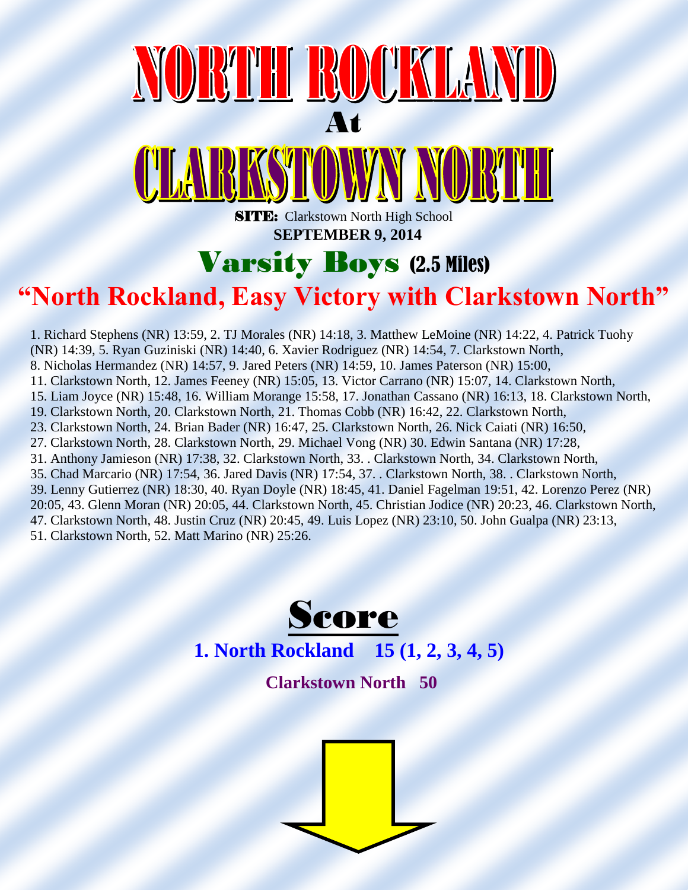# NORTH ROCKLAND

At

# CLARKSTOWN NORTH

**SITE:** Clarkstown North High School

**SEPTEMBER 9, 2014**

## Varsity Boys (2.5 Miles)

## "North Rockland, Easy Victory with Clarkstown North"

1. Richard Stephens (NR) 13:59, 2. TJ Morales (NR) 14:18, 3. Matthew LeMoine (NR) 14:22, 4. Patrick Tuohy (NR) 14:39, 5. Ryan Guziniski (NR) 14:40, 6. Xavier Rodriguez (NR) 14:54, 7. Clarkstown North, 8. Nicholas Hermandez (NR) 14:57, 9. Jared Peters (NR) 14:59, 10. James Paterson (NR) 15:00, 11. Clarkstown North, 12. James Feeney (NR) 15:05, 13. Victor Carrano (NR) 15:07, 14. Clarkstown North, 15. Liam Joyce (NR) 15:48, 16. William Morange 15:58, 17. Jonathan Cassano (NR) 16:13, 18. Clarkstown North, 19. Clarkstown North, 20. Clarkstown North, 21. Thomas Cobb (NR) 16:42, 22. Clarkstown North, 23. Clarkstown North, 24. Brian Bader (NR) 16:47, 25. Clarkstown North, 26. Nick Caiati (NR) 16:50, 27. Clarkstown North, 28. Clarkstown North, 29. Michael Vong (NR) 30. Edwin Santana (NR) 17:28, 31. Anthony Jamieson (NR) 17:38, 32. Clarkstown North, 33. . Clarkstown North, 34. Clarkstown North, 35. Chad Marcario (NR) 17:54, 36. Jared Davis (NR) 17:54, 37. . Clarkstown North, 38. . Clarkstown North, 39. Lenny Gutierrez (NR) 18:30, 40. Ryan Doyle (NR) 18:45, 41. Daniel Fagelman 19:51, 42. Lorenzo Perez (NR) 20:05, 43. Glenn Moran (NR) 20:05, 44. Clarkstown North, 45. Christian Jodice (NR) 20:23, 46. Clarkstown North, 47. Clarkstown North, 48. Justin Cruz (NR) 20:45, 49. Luis Lopez (NR) 23:10, 50. John Gualpa (NR) 23:13, 51. Clarkstown North, 52. Matt Marino (NR) 25:26.

## Score

**1. North Rockland 15 (1, 2, 3, 4, 5)**

**Clarkstown North 50**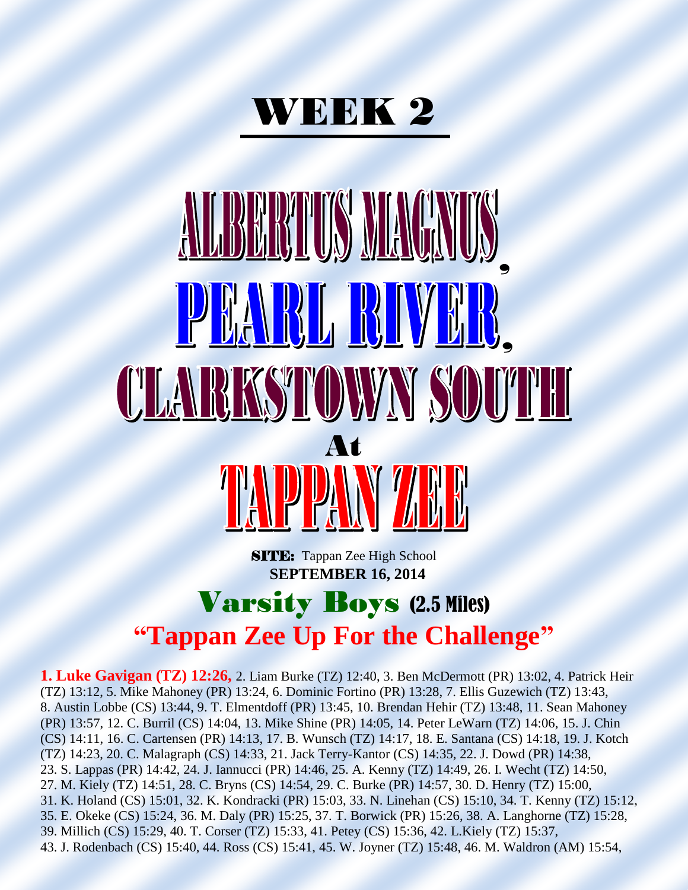# WEEK 2

# ALBERTUS MAGNUS, PEARL RIVER, CLARKSTOWN SOUTH

## At

# TAPPAN ZEE

**SITE:** Tappan Zee High School
**SEPTEMBER 16, 2014**

## Varsity Boys (2.5 Miles)

## "Tappan Zee Up For the Challenge"

**1. Luke Gavigan (TZ) 12:26,** 2. Liam Burke (TZ) 12:40, 3. Ben McDermott (PR) 13:02, 4. Patrick Heir (TZ) 13:12, 5. Mike Mahoney (PR) 13:24, 6. Dominic Fortino (PR) 13:28, 7. Ellis Guzewich (TZ) 13:43, 8. Austin Lobbe (CS) 13:44, 9. T. Elmentdoff (PR) 13:45, 10. Brendan Hehir (TZ) 13:48, 11. Sean Mahoney (PR) 13:57, 12. C. Burril (CS) 14:04, 13. Mike Shine (PR) 14:05, 14. Peter LeWarn (TZ) 14:06, 15. J. Chin (CS) 14:11, 16. C. Cartensen (PR) 14:13, 17. B. Wunsch (TZ) 14:17, 18. E. Santana (CS) 14:18, 19. J. Kotch (TZ) 14:23, 20. C. Malagraph (CS) 14:33, 21. Jack Terry-Kantor (CS) 14:35, 22. J. Dowd (PR) 14:38, 23. S. Lappas (PR) 14:42, 24. J. Iannucci (PR) 14:46, 25. A. Kenny (TZ) 14:49, 26. I. Wecht (TZ) 14:50, 27. M. Kiely (TZ) 14:51, 28. C. Bryns (CS) 14:54, 29. C. Burke (PR) 14:57, 30. D. Henry (TZ) 15:00, 31. K. Holand (CS) 15:01, 32. K. Kondracki (PR) 15:03, 33. N. Linehan (CS) 15:10, 34. T. Kenny (TZ) 15:12, 35. E. Okeke (CS) 15:24, 36. M. Daly (PR) 15:25, 37. T. Borwick (PR) 15:26, 38. A. Langhorne (TZ) 15:28, 39. Millich (CS) 15:29, 40. T. Corser (TZ) 15:33, 41. Petey (CS) 15:36, 42. L.Kiely (TZ) 15:37, 43. J. Rodenbach (CS) 15:40, 44. Ross (CS) 15:41, 45. W. Joyner (TZ) 15:48, 46. M. Waldron (AM) 15:54,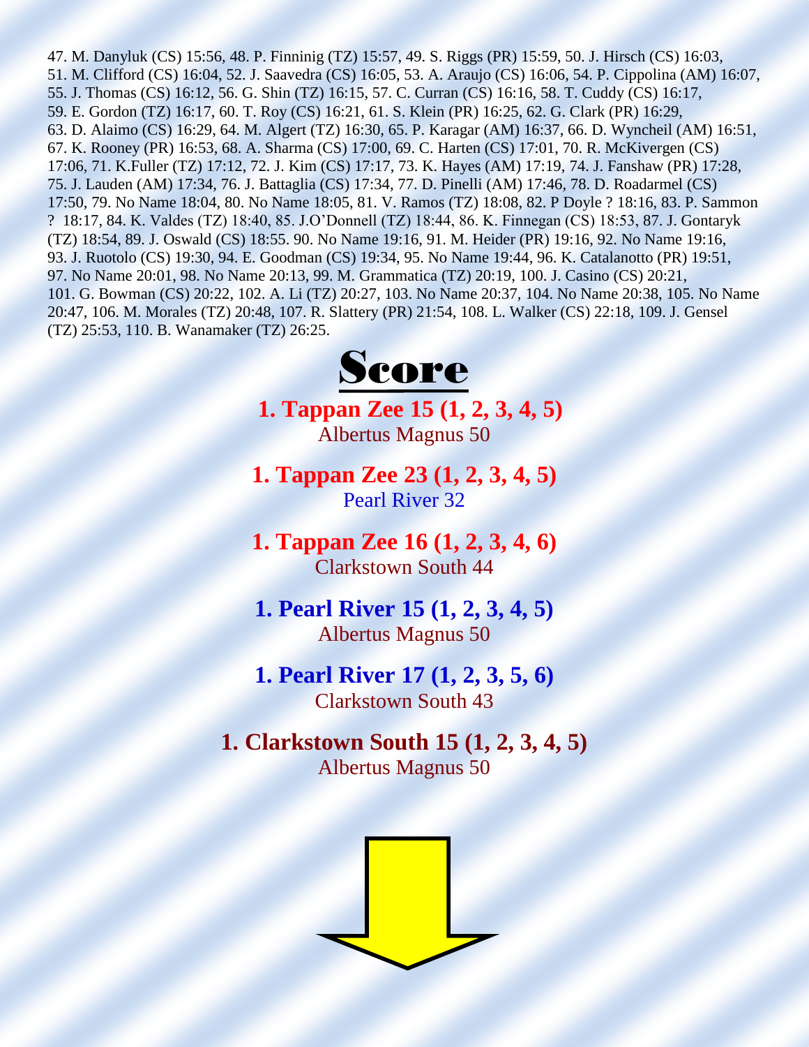47. M. Danyluk (CS) 15:56, 48. P. Finninig (TZ) 15:57, 49. S. Riggs (PR) 15:59, 50. J. Hirsch (CS) 16:03, 51. M. Clifford (CS) 16:04, 52. J. Saavedra (CS) 16:05, 53. A. Araujo (CS) 16:06, 54. P. Cippolina (AM) 16:07, 55. J. Thomas (CS) 16:12, 56. G. Shin (TZ) 16:15, 57. C. Curran (CS) 16:16, 58. T. Cuddy (CS) 16:17, 59. E. Gordon (TZ) 16:17, 60. T. Roy (CS) 16:21, 61. S. Klein (PR) 16:25, 62. G. Clark (PR) 16:29, 63. D. Alaimo (CS) 16:29, 64. M. Algert (TZ) 16:30, 65. P. Karagar (AM) 16:37, 66. D. Wyncheil (AM) 16:51, 67. K. Rooney (PR) 16:53, 68. A. Sharma (CS) 17:00, 69. C. Harten (CS) 17:01, 70. R. McKivergen (CS) 17:06, 71. K.Fuller (TZ) 17:12, 72. J. Kim (CS) 17:17, 73. K. Hayes (AM) 17:19, 74. J. Fanshaw (PR) 17:28, 75. J. Lauden (AM) 17:34, 76. J. Battaglia (CS) 17:34, 77. D. Pinelli (AM) 17:46, 78. D. Roadarmel (CS) 17:50, 79. No Name 18:04, 80. No Name 18:05, 81. V. Ramos (TZ) 18:08, 82. P Doyle ? 18:16, 83. P. Sammon ? 18:17, 84. K. Valdes (TZ) 18:40, 85. J.O'Donnell (TZ) 18:44, 86. K. Finnegan (CS) 18:53, 87. J. Gontaryk (TZ) 18:54, 89. J. Oswald (CS) 18:55. 90. No Name 19:16, 91. M. Heider (PR) 19:16, 92. No Name 19:16, 93. J. Ruotolo (CS) 19:30, 94. E. Goodman (CS) 19:34, 95. No Name 19:44, 96. K. Catalanotto (PR) 19:51, 97. No Name 20:01, 98. No Name 20:13, 99. M. Grammatica (TZ) 20:19, 100. J. Casino (CS) 20:21, 101. G. Bowman (CS) 20:22, 102. A. Li (TZ) 20:27, 103. No Name 20:37, 104. No Name 20:38, 105. No Name 20:47, 106. M. Morales (TZ) 20:48, 107. R. Slattery (PR) 21:54, 108. L. Walker (CS) 22:18, 109. J. Gensel (TZ) 25:53, 110. B. Wanamaker (TZ) 26:25.

# Score

**1. Tappan Zee 15 (1, 2, 3, 4, 5)**
Albertus Magnus 50

**1. Tappan Zee 23 (1, 2, 3, 4, 5)**
Pearl River 32

**1. Tappan Zee 16 (1, 2, 3, 4, 6)**
Clarkstown South 44

**1. Pearl River 15 (1, 2, 3, 4, 5)**
Albertus Magnus 50

**1. Pearl River 17 (1, 2, 3, 5, 6)**
Clarkstown South 43

**1. Clarkstown South 15 (1, 2, 3, 4, 5)**
Albertus Magnus 50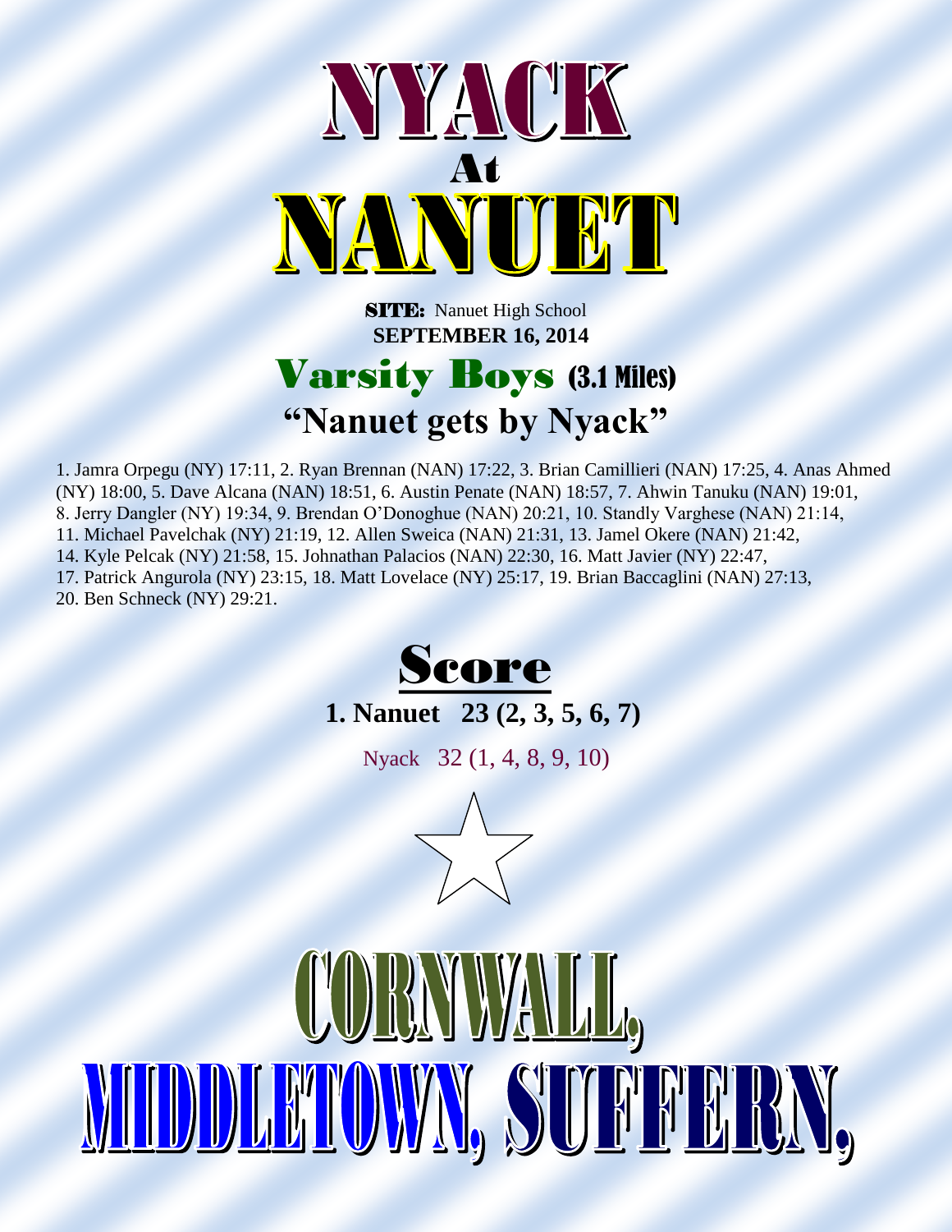# NYACK
## At
# NANUET

**SITE:** Nanuet High School
**SEPTEMBER 16, 2014**

## Varsity Boys (3.1 Miles)

## "Nanuet gets by Nyack"

1. Jamra Orpegu (NY) 17:11, 2. Ryan Brennan (NAN) 17:22, 3. Brian Camillieri (NAN) 17:25, 4. Anas Ahmed (NY) 18:00, 5. Dave Alcana (NAN) 18:51, 6. Austin Penate (NAN) 18:57, 7. Ahwin Tanuku (NAN) 19:01, 8. Jerry Dangler (NY) 19:34, 9. Brendan O'Donoghue (NAN) 20:21, 10. Standly Varghese (NAN) 21:14, 11. Michael Pavelchak (NY) 21:19, 12. Allen Sweica (NAN) 21:31, 13. Jamel Okere (NAN) 21:42, 14. Kyle Pelcak (NY) 21:58, 15. Johnathan Palacios (NAN) 22:30, 16. Matt Javier (NY) 22:47, 17. Patrick Angurola (NY) 23:15, 18. Matt Lovelace (NY) 25:17, 19. Brian Baccaglini (NAN) 27:13, 20. Ben Schneck (NY) 29:21.

## Score

**1. Nanuet 23 (2, 3, 5, 6, 7)**

Nyack 32 (1, 4, 8, 9, 10)

☆

# CORNWALL,
# MIDDLETOWN, SUFFERN,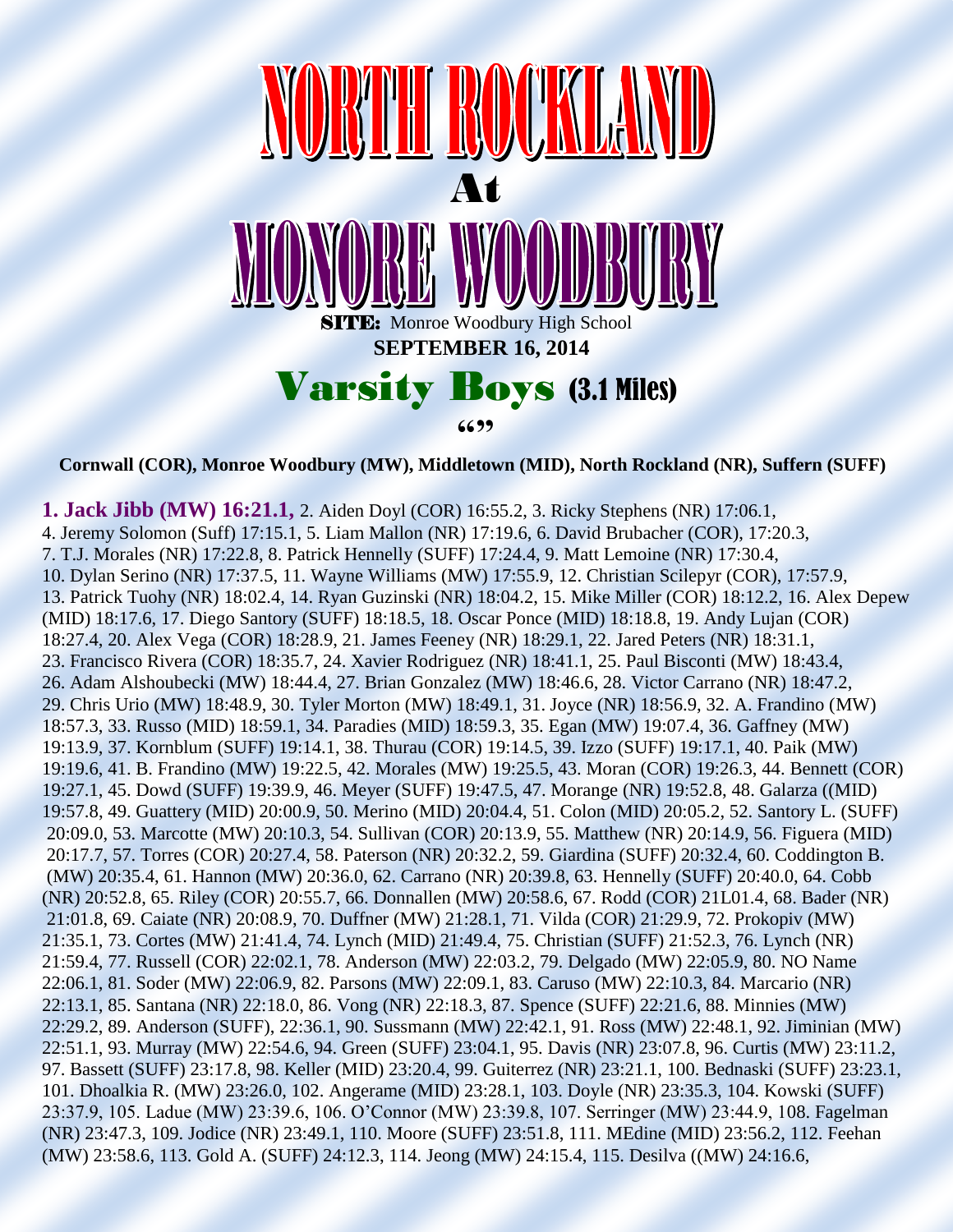# NORTH ROCKLAND

# At

# MONORE WOODBURY

**SITE:** Monroe Woodbury High School

**SEPTEMBER 16, 2014**

## Varsity Boys (3.1 Miles)

""

**Cornwall (COR), Monroe Woodbury (MW), Middletown (MID), North Rockland (NR), Suffern (SUFF)**

**1. Jack Jibb (MW) 16:21.1,** 2. Aiden Doyl (COR) 16:55.2, 3. Ricky Stephens (NR) 17:06.1, 4. Jeremy Solomon (Suff) 17:15.1, 5. Liam Mallon (NR) 17:19.6, 6. David Brubacher (COR), 17:20.3, 7. T.J. Morales (NR) 17:22.8, 8. Patrick Hennelly (SUFF) 17:24.4, 9. Matt Lemoine (NR) 17:30.4, 10. Dylan Serino (NR) 17:37.5, 11. Wayne Williams (MW) 17:55.9, 12. Christian Scilepyr (COR), 17:57.9, 13. Patrick Tuohy (NR) 18:02.4, 14. Ryan Guzinski (NR) 18:04.2, 15. Mike Miller (COR) 18:12.2, 16. Alex Depew (MID) 18:17.6, 17. Diego Santory (SUFF) 18:18.5, 18. Oscar Ponce (MID) 18:18.8, 19. Andy Lujan (COR) 18:27.4, 20. Alex Vega (COR) 18:28.9, 21. James Feeney (NR) 18:29.1, 22. Jared Peters (NR) 18:31.1, 23. Francisco Rivera (COR) 18:35.7, 24. Xavier Rodriguez (NR) 18:41.1, 25. Paul Bisconti (MW) 18:43.4, 26. Adam Alshoubecki (MW) 18:44.4, 27. Brian Gonzalez (MW) 18:46.6, 28. Victor Carrano (NR) 18:47.2, 29. Chris Urio (MW) 18:48.9, 30. Tyler Morton (MW) 18:49.1, 31. Joyce (NR) 18:56.9, 32. A. Frandino (MW) 18:57.3, 33. Russo (MID) 18:59.1, 34. Paradies (MID) 18:59.3, 35. Egan (MW) 19:07.4, 36. Gaffney (MW) 19:13.9, 37. Kornblum (SUFF) 19:14.1, 38. Thurau (COR) 19:14.5, 39. Izzo (SUFF) 19:17.1, 40. Paik (MW) 19:19.6, 41. B. Frandino (MW) 19:22.5, 42. Morales (MW) 19:25.5, 43. Moran (COR) 19:26.3, 44. Bennett (COR) 19:27.1, 45. Dowd (SUFF) 19:39.9, 46. Meyer (SUFF) 19:47.5, 47. Morange (NR) 19:52.8, 48. Galarza ((MID) 19:57.8, 49. Guattery (MID) 20:00.9, 50. Merino (MID) 20:04.4, 51. Colon (MID) 20:05.2, 52. Santory L. (SUFF) 20:09.0, 53. Marcotte (MW) 20:10.3, 54. Sullivan (COR) 20:13.9, 55. Matthew (NR) 20:14.9, 56. Figuera (MID) 20:17.7, 57. Torres (COR) 20:27.4, 58. Paterson (NR) 20:32.2, 59. Giardina (SUFF) 20:32.4, 60. Coddington B. (MW) 20:35.4, 61. Hannon (MW) 20:36.0, 62. Carrano (NR) 20:39.8, 63. Hennelly (SUFF) 20:40.0, 64. Cobb (NR) 20:52.8, 65. Riley (COR) 20:55.7, 66. Donnallen (MW) 20:58.6, 67. Rodd (COR) 21L01.4, 68. Bader (NR) 21:01.8, 69. Caiate (NR) 20:08.9, 70. Duffner (MW) 21:28.1, 71. Vilda (COR) 21:29.9, 72. Prokopiv (MW) 21:35.1, 73. Cortes (MW) 21:41.4, 74. Lynch (MID) 21:49.4, 75. Christian (SUFF) 21:52.3, 76. Lynch (NR) 21:59.4, 77. Russell (COR) 22:02.1, 78. Anderson (MW) 22:03.2, 79. Delgado (MW) 22:05.9, 80. NO Name 22:06.1, 81. Soder (MW) 22:06.9, 82. Parsons (MW) 22:09.1, 83. Caruso (MW) 22:10.3, 84. Marcario (NR) 22:13.1, 85. Santana (NR) 22:18.0, 86. Vong (NR) 22:18.3, 87. Spence (SUFF) 22:21.6, 88. Minnies (MW) 22:29.2, 89. Anderson (SUFF), 22:36.1, 90. Sussmann (MW) 22:42.1, 91. Ross (MW) 22:48.1, 92. Jiminian (MW) 22:51.1, 93. Murray (MW) 22:54.6, 94. Green (SUFF) 23:04.1, 95. Davis (NR) 23:07.8, 96. Curtis (MW) 23:11.2, 97. Bassett (SUFF) 23:17.8, 98. Keller (MID) 23:20.4, 99. Guiterrez (NR) 23:21.1, 100. Bednaski (SUFF) 23:23.1, 101. Dhoalkia R. (MW) 23:26.0, 102. Angerame (MID) 23:28.1, 103. Doyle (NR) 23:35.3, 104. Kowski (SUFF) 23:37.9, 105. Ladue (MW) 23:39.6, 106. O'Connor (MW) 23:39.8, 107. Serringer (MW) 23:44.9, 108. Fagelman (NR) 23:47.3, 109. Jodice (NR) 23:49.1, 110. Moore (SUFF) 23:51.8, 111. MEdine (MID) 23:56.2, 112. Feehan (MW) 23:58.6, 113. Gold A. (SUFF) 24:12.3, 114. Jeong (MW) 24:15.4, 115. Desilva ((MW) 24:16.6,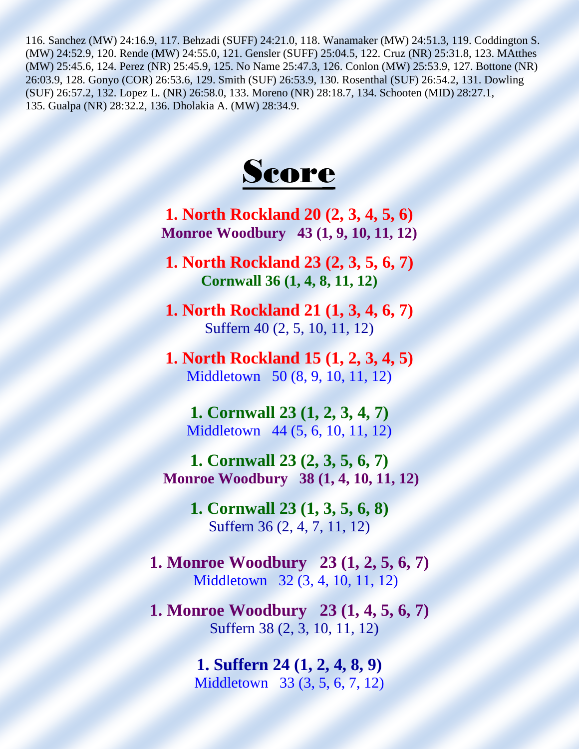116. Sanchez (MW) 24:16.9, 117. Behzadi (SUFF) 24:21.0, 118. Wanamaker (MW) 24:51.3, 119. Coddington S. (MW) 24:52.9, 120. Rende (MW) 24:55.0, 121. Gensler (SUFF) 25:04.5, 122. Cruz (NR) 25:31.8, 123. MAtthes (MW) 25:45.6, 124. Perez (NR) 25:45.9, 125. No Name 25:47.3, 126. Conlon (MW) 25:53.9, 127. Bottone (NR) 26:03.9, 128. Gonyo (COR) 26:53.6, 129. Smith (SUF) 26:53.9, 130. Rosenthal (SUF) 26:54.2, 131. Dowling (SUF) 26:57.2, 132. Lopez L. (NR) 26:58.0, 133. Moreno (NR) 28:18.7, 134. Schooten (MID) 28:27.1, 135. Gualpa (NR) 28:32.2, 136. Dholakia A. (MW) 28:34.9.

# Score

**1. North Rockland 20 (2, 3, 4, 5, 6)**
**Monroe Woodbury 43 (1, 9, 10, 11, 12)**

**1. North Rockland 23 (2, 3, 5, 6, 7)**
**Cornwall 36 (1, 4, 8, 11, 12)**

**1. North Rockland 21 (1, 3, 4, 6, 7)**
Suffern 40 (2, 5, 10, 11, 12)

**1. North Rockland 15 (1, 2, 3, 4, 5)**
Middletown 50 (8, 9, 10, 11, 12)

**1. Cornwall 23 (1, 2, 3, 4, 7)**
Middletown 44 (5, 6, 10, 11, 12)

**1. Cornwall 23 (2, 3, 5, 6, 7)**
**Monroe Woodbury 38 (1, 4, 10, 11, 12)**

**1. Cornwall 23 (1, 3, 5, 6, 8)**
Suffern 36 (2, 4, 7, 11, 12)

**1. Monroe Woodbury 23 (1, 2, 5, 6, 7)**
Middletown 32 (3, 4, 10, 11, 12)

**1. Monroe Woodbury 23 (1, 4, 5, 6, 7)**
Suffern 38 (2, 3, 10, 11, 12)

**1. Suffern 24 (1, 2, 4, 8, 9)**
Middletown 33 (3, 5, 6, 7, 12)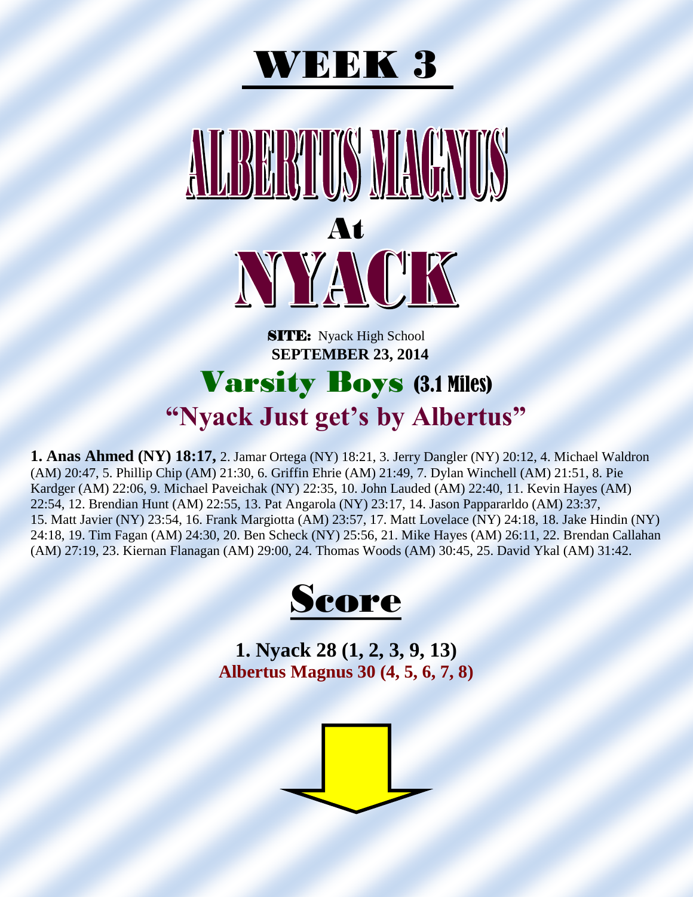# WEEK 3

# ALBERTUS MAGNUS

## At

# NYACK

**SITE:** Nyack High School
**SEPTEMBER 23, 2014**

## Varsity Boys (3.1 Miles)

## "Nyack Just get's by Albertus"

**1. Anas Ahmed (NY) 18:17,** 2. Jamar Ortega (NY) 18:21, 3. Jerry Dangler (NY) 20:12, 4. Michael Waldron (AM) 20:47, 5. Phillip Chip (AM) 21:30, 6. Griffin Ehrie (AM) 21:49, 7. Dylan Winchell (AM) 21:51, 8. Pie Kardger (AM) 22:06, 9. Michael Paveichak (NY) 22:35, 10. John Lauded (AM) 22:40, 11. Kevin Hayes (AM) 22:54, 12. Brendian Hunt (AM) 22:55, 13. Pat Angarola (NY) 23:17, 14. Jason Pappararldo (AM) 23:37, 15. Matt Javier (NY) 23:54, 16. Frank Margiotta (AM) 23:57, 17. Matt Lovelace (NY) 24:18, 18. Jake Hindin (NY) 24:18, 19. Tim Fagan (AM) 24:30, 20. Ben Scheck (NY) 25:56, 21. Mike Hayes (AM) 26:11, 22. Brendan Callahan (AM) 27:19, 23. Kiernan Flanagan (AM) 29:00, 24. Thomas Woods (AM) 30:45, 25. David Ykal (AM) 31:42.

## Score

**1. Nyack 28 (1, 2, 3, 9, 13)**
**Albertus Magnus 30 (4, 5, 6, 7, 8)**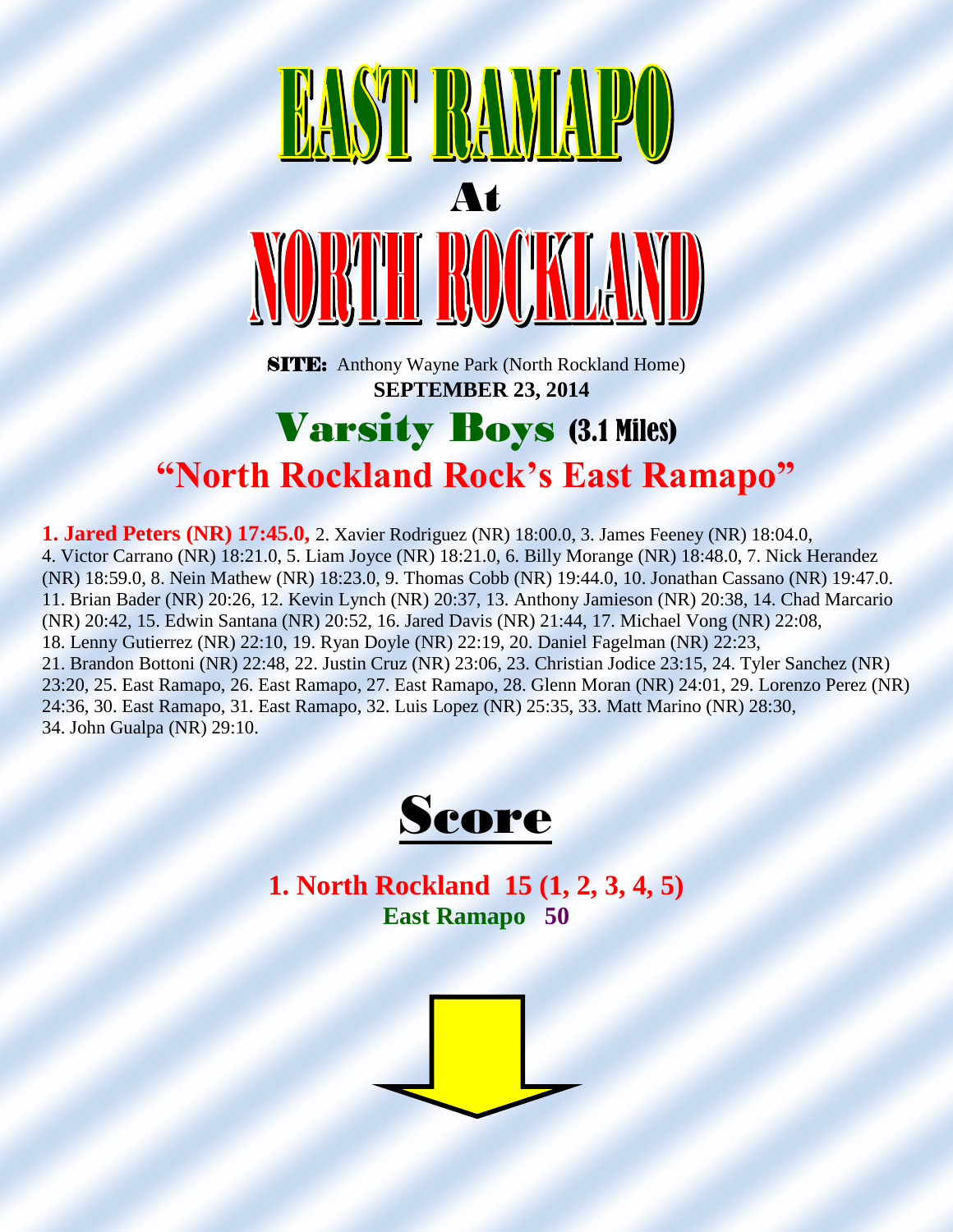# EAST RAMAPO

At

# NORTH ROCKLAND

**SITE:** Anthony Wayne Park (North Rockland Home)

**SEPTEMBER 23, 2014**

## Varsity Boys (3.1 Miles)

## "North Rockland Rock's East Ramapo"

**1. Jared Peters (NR) 17:45.0,** 2. Xavier Rodriguez (NR) 18:00.0, 3. James Feeney (NR) 18:04.0, 4. Victor Carrano (NR) 18:21.0, 5. Liam Joyce (NR) 18:21.0, 6. Billy Morange (NR) 18:48.0, 7. Nick Herandez (NR) 18:59.0, 8. Nein Mathew (NR) 18:23.0, 9. Thomas Cobb (NR) 19:44.0, 10. Jonathan Cassano (NR) 19:47.0. 11. Brian Bader (NR) 20:26, 12. Kevin Lynch (NR) 20:37, 13. Anthony Jamieson (NR) 20:38, 14. Chad Marcario (NR) 20:42, 15. Edwin Santana (NR) 20:52, 16. Jared Davis (NR) 21:44, 17. Michael Vong (NR) 22:08, 18. Lenny Gutierrez (NR) 22:10, 19. Ryan Doyle (NR) 22:19, 20. Daniel Fagelman (NR) 22:23, 21. Brandon Bottoni (NR) 22:48, 22. Justin Cruz (NR) 23:06, 23. Christian Jodice 23:15, 24. Tyler Sanchez (NR) 23:20, 25. East Ramapo, 26. East Ramapo, 27. East Ramapo, 28. Glenn Moran (NR) 24:01, 29. Lorenzo Perez (NR) 24:36, 30. East Ramapo, 31. East Ramapo, 32. Luis Lopez (NR) 25:35, 33. Matt Marino (NR) 28:30, 34. John Gualpa (NR) 29:10.

## Score

**1. North Rockland 15 (1, 2, 3, 4, 5)**

**East Ramapo 50**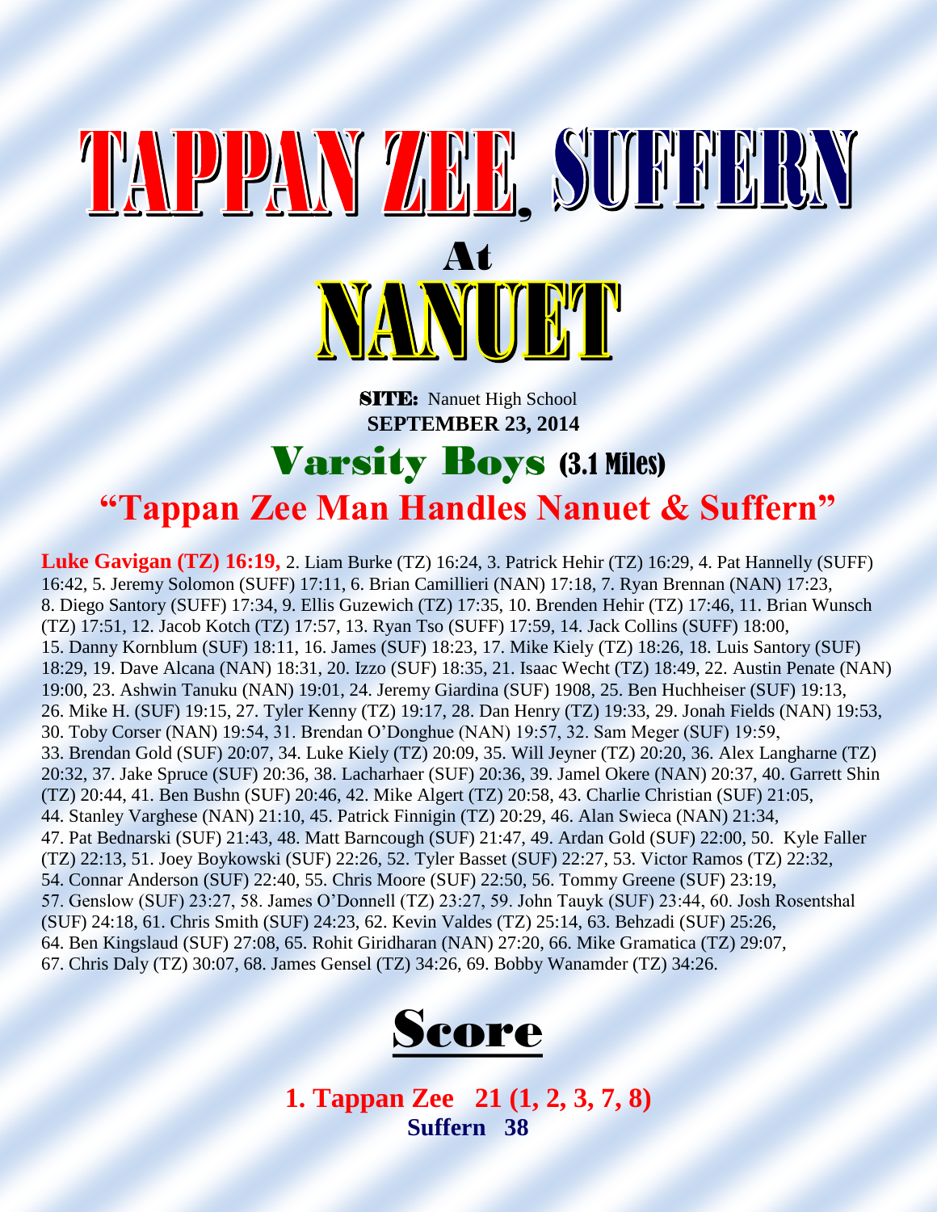# TAPPAN ZEE, SUFFERN

## At

# NANUET

**SITE:** Nanuet High School

**SEPTEMBER 23, 2014**

## Varsity Boys (3.1 Miles)

## "Tappan Zee Man Handles Nanuet & Suffern"

**Luke Gavigan (TZ) 16:19,** 2. Liam Burke (TZ) 16:24, 3. Patrick Hehir (TZ) 16:29, 4. Pat Hannelly (SUFF) 16:42, 5. Jeremy Solomon (SUFF) 17:11, 6. Brian Camillieri (NAN) 17:18, 7. Ryan Brennan (NAN) 17:23, 8. Diego Santory (SUFF) 17:34, 9. Ellis Guzewich (TZ) 17:35, 10. Brenden Hehir (TZ) 17:46, 11. Brian Wunsch (TZ) 17:51, 12. Jacob Kotch (TZ) 17:57, 13. Ryan Tso (SUFF) 17:59, 14. Jack Collins (SUFF) 18:00, 15. Danny Kornblum (SUF) 18:11, 16. James (SUF) 18:23, 17. Mike Kiely (TZ) 18:26, 18. Luis Santory (SUF) 18:29, 19. Dave Alcana (NAN) 18:31, 20. Izzo (SUF) 18:35, 21. Isaac Wecht (TZ) 18:49, 22. Austin Penate (NAN) 19:00, 23. Ashwin Tanuku (NAN) 19:01, 24. Jeremy Giardina (SUF) 1908, 25. Ben Huchheiser (SUF) 19:13, 26. Mike H. (SUF) 19:15, 27. Tyler Kenny (TZ) 19:17, 28. Dan Henry (TZ) 19:33, 29. Jonah Fields (NAN) 19:53, 30. Toby Corser (NAN) 19:54, 31. Brendan O'Donghue (NAN) 19:57, 32. Sam Meger (SUF) 19:59, 33. Brendan Gold (SUF) 20:07, 34. Luke Kiely (TZ) 20:09, 35. Will Jeyner (TZ) 20:20, 36. Alex Langharne (TZ) 20:32, 37. Jake Spruce (SUF) 20:36, 38. Lacharhaer (SUF) 20:36, 39. Jamel Okere (NAN) 20:37, 40. Garrett Shin (TZ) 20:44, 41. Ben Bushn (SUF) 20:46, 42. Mike Algert (TZ) 20:58, 43. Charlie Christian (SUF) 21:05, 44. Stanley Varghese (NAN) 21:10, 45. Patrick Finnigin (TZ) 20:29, 46. Alan Swieca (NAN) 21:34, 47. Pat Bednarski (SUF) 21:43, 48. Matt Barncough (SUF) 21:47, 49. Ardan Gold (SUF) 22:00, 50. Kyle Faller (TZ) 22:13, 51. Joey Boykowski (SUF) 22:26, 52. Tyler Basset (SUF) 22:27, 53. Victor Ramos (TZ) 22:32, 54. Connar Anderson (SUF) 22:40, 55. Chris Moore (SUF) 22:50, 56. Tommy Greene (SUF) 23:19, 57. Genslow (SUF) 23:27, 58. James O'Donnell (TZ) 23:27, 59. John Tauyk (SUF) 23:44, 60. Josh Rosentshal (SUF) 24:18, 61. Chris Smith (SUF) 24:23, 62. Kevin Valdes (TZ) 25:14, 63. Behzadi (SUF) 25:26, 64. Ben Kingslaud (SUF) 27:08, 65. Rohit Giridharan (NAN) 27:20, 66. Mike Gramatica (TZ) 29:07, 67. Chris Daly (TZ) 30:07, 68. James Gensel (TZ) 34:26, 69. Bobby Wanamder (TZ) 34:26.

## Score

**1. Tappan Zee 21 (1, 2, 3, 7, 8)**

**Suffern 38**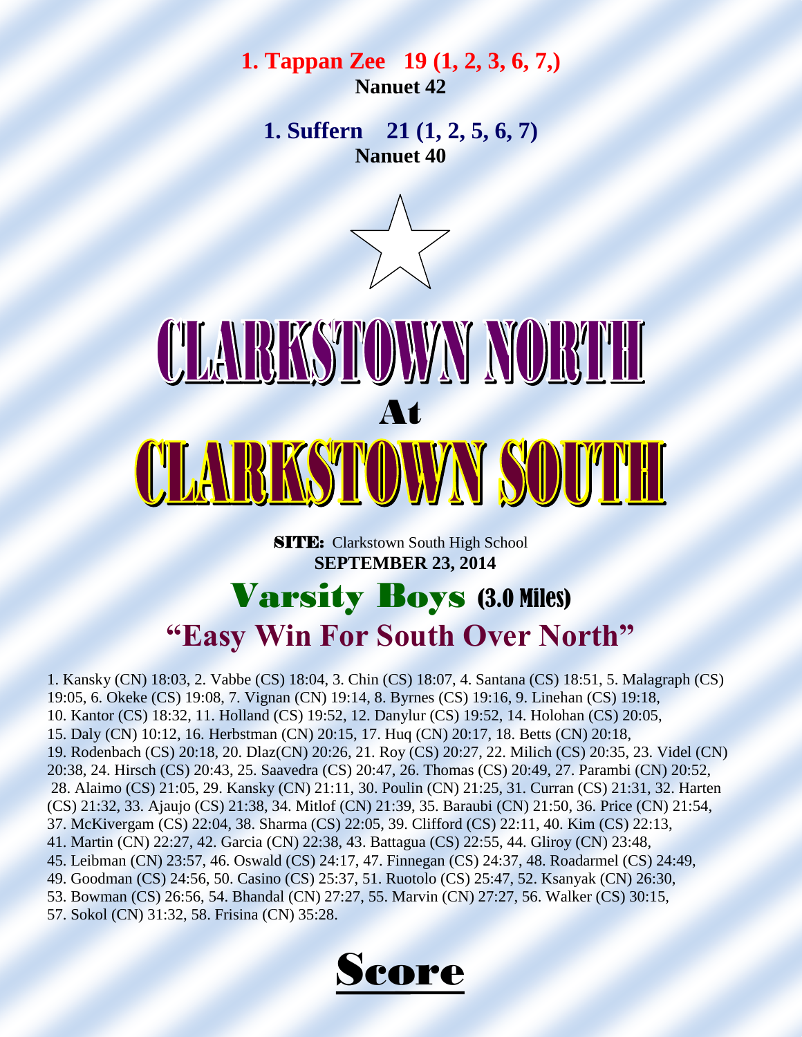**1. Tappan Zee 19 (1, 2, 3, 6, 7,)**
**Nanuet 42**

**1. Suffern 21 (1, 2, 5, 6, 7)**
**Nanuet 40**

# CLARKSTOWN NORTH
## At
# CLARKSTOWN SOUTH

**SITE:** Clarkstown South High School
**SEPTEMBER 23, 2014**

## Varsity Boys (3.0 Miles)

## "Easy Win For South Over North"

1. Kansky (CN) 18:03, 2. Vabbe (CS) 18:04, 3. Chin (CS) 18:07, 4. Santana (CS) 18:51, 5. Malagraph (CS) 19:05, 6. Okeke (CS) 19:08, 7. Vignan (CN) 19:14, 8. Byrnes (CS) 19:16, 9. Linehan (CS) 19:18, 10. Kantor (CS) 18:32, 11. Holland (CS) 19:52, 12. Danylur (CS) 19:52, 14. Holohan (CS) 20:05, 15. Daly (CN) 10:12, 16. Herbstman (CN) 20:15, 17. Huq (CN) 20:17, 18. Betts (CN) 20:18, 19. Rodenbach (CS) 20:18, 20. Dlaz(CN) 20:26, 21. Roy (CS) 20:27, 22. Milich (CS) 20:35, 23. Videl (CN) 20:38, 24. Hirsch (CS) 20:43, 25. Saavedra (CS) 20:47, 26. Thomas (CS) 20:49, 27. Parambi (CN) 20:52, 28. Alaimo (CS) 21:05, 29. Kansky (CN) 21:11, 30. Poulin (CN) 21:25, 31. Curran (CS) 21:31, 32. Harten (CS) 21:32, 33. Ajaujo (CS) 21:38, 34. Mitlof (CN) 21:39, 35. Baraubi (CN) 21:50, 36. Price (CN) 21:54, 37. McKivergam (CS) 22:04, 38. Sharma (CS) 22:05, 39. Clifford (CS) 22:11, 40. Kim (CS) 22:13, 41. Martin (CN) 22:27, 42. Garcia (CN) 22:38, 43. Battagua (CS) 22:55, 44. Gliroy (CN) 23:48, 45. Leibman (CN) 23:57, 46. Oswald (CS) 24:17, 47. Finnegan (CS) 24:37, 48. Roadarmel (CS) 24:49, 49. Goodman (CS) 24:56, 50. Casino (CS) 25:37, 51. Ruotolo (CS) 25:47, 52. Ksanyak (CN) 26:30, 53. Bowman (CS) 26:56, 54. Bhandal (CN) 27:27, 55. Marvin (CN) 27:27, 56. Walker (CS) 30:15, 57. Sokol (CN) 31:32, 58. Frisina (CN) 35:28.

## Score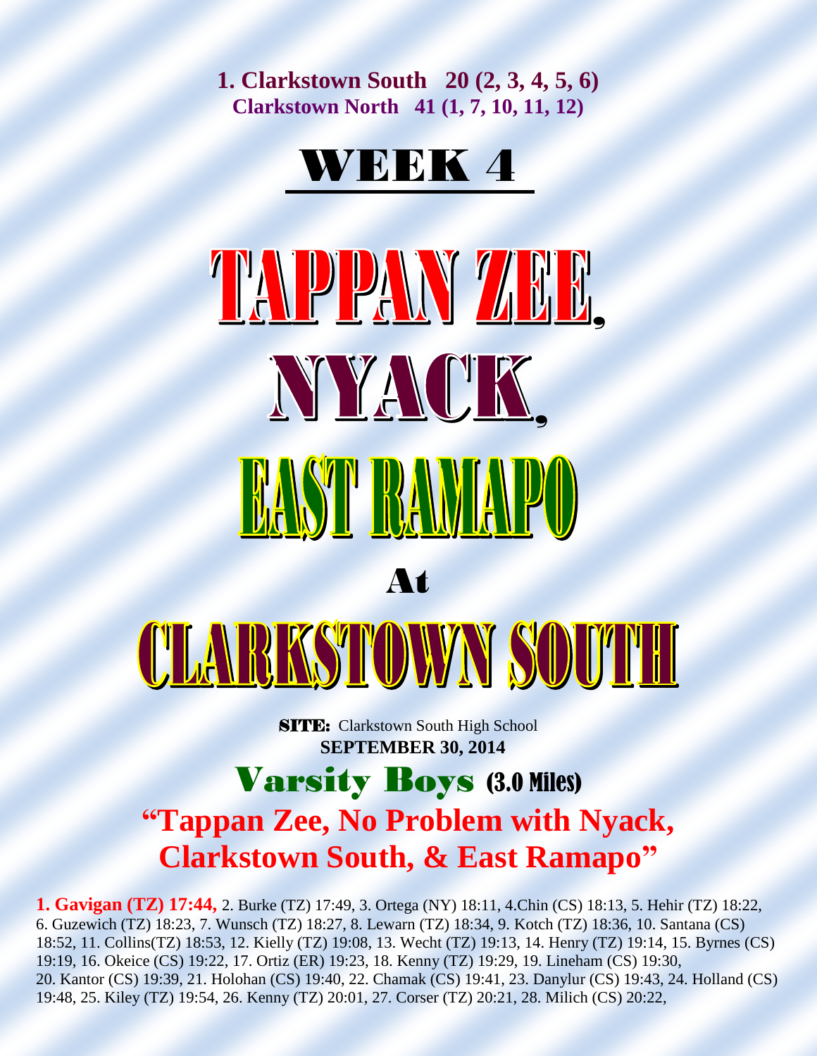**1. Clarkstown South 20 (2, 3, 4, 5, 6)**
**Clarkstown North 41 (1, 7, 10, 11, 12)**

# WEEK 4

# TAPPAN ZEE, NYACK, EAST RAMAPO

# At

# CLARKSTOWN SOUTH

**SITE:** Clarkstown South High School
**SEPTEMBER 30, 2014**

## Varsity Boys (3.0 Miles)

## "Tappan Zee, No Problem with Nyack, Clarkstown South, & East Ramapo"

**1. Gavigan (TZ) 17:44,** 2. Burke (TZ) 17:49, 3. Ortega (NY) 18:11, 4.Chin (CS) 18:13, 5. Hehir (TZ) 18:22, 6. Guzewich (TZ) 18:23, 7. Wunsch (TZ) 18:27, 8. Lewarn (TZ) 18:34, 9. Kotch (TZ) 18:36, 10. Santana (CS) 18:52, 11. Collins(TZ) 18:53, 12. Kielly (TZ) 19:08, 13. Wecht (TZ) 19:13, 14. Henry (TZ) 19:14, 15. Byrnes (CS) 19:19, 16. Okeice (CS) 19:22, 17. Ortiz (ER) 19:23, 18. Kenny (TZ) 19:29, 19. Lineham (CS) 19:30, 20. Kantor (CS) 19:39, 21. Holohan (CS) 19:40, 22. Chamak (CS) 19:41, 23. Danylur (CS) 19:43, 24. Holland (CS) 19:48, 25. Kiley (TZ) 19:54, 26. Kenny (TZ) 20:01, 27. Corser (TZ) 20:21, 28. Milich (CS) 20:22,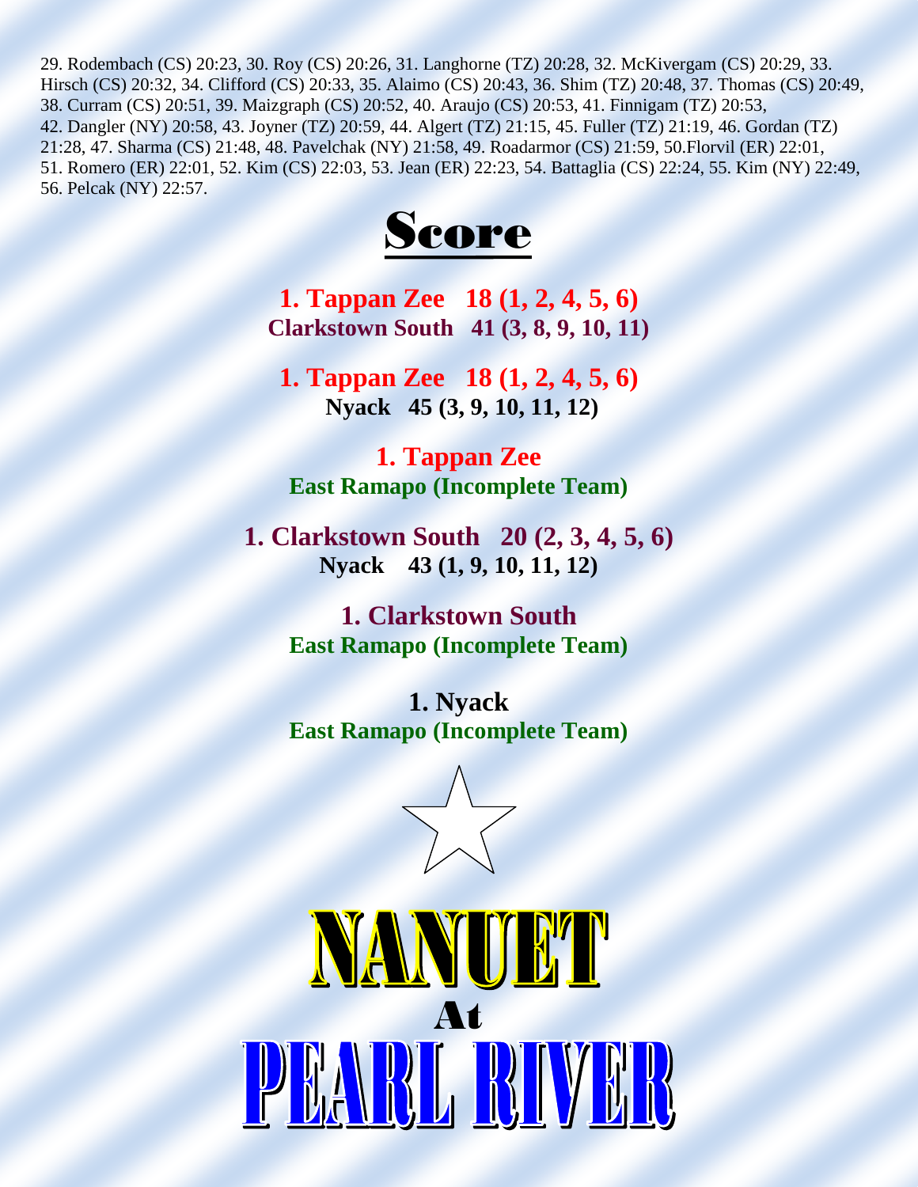29. Rodembach (CS) 20:23, 30. Roy (CS) 20:26, 31. Langhorne (TZ) 20:28, 32. McKivergam (CS) 20:29, 33. Hirsch (CS) 20:32, 34. Clifford (CS) 20:33, 35. Alaimo (CS) 20:43, 36. Shim (TZ) 20:48, 37. Thomas (CS) 20:49, 38. Curram (CS) 20:51, 39. Maizgraph (CS) 20:52, 40. Araujo (CS) 20:53, 41. Finnigam (TZ) 20:53, 42. Dangler (NY) 20:58, 43. Joyner (TZ) 20:59, 44. Algert (TZ) 21:15, 45. Fuller (TZ) 21:19, 46. Gordan (TZ) 21:28, 47. Sharma (CS) 21:48, 48. Pavelchak (NY) 21:58, 49. Roadarmor (CS) 21:59, 50.Florvil (ER) 22:01, 51. Romero (ER) 22:01, 52. Kim (CS) 22:03, 53. Jean (ER) 22:23, 54. Battaglia (CS) 22:24, 55. Kim (NY) 22:49, 56. Pelcak (NY) 22:57.

# Score

**1. Tappan Zee 18 (1, 2, 4, 5, 6)**
**Clarkstown South 41 (3, 8, 9, 10, 11)**

**1. Tappan Zee 18 (1, 2, 4, 5, 6)**
**Nyack 45 (3, 9, 10, 11, 12)**

**1. Tappan Zee**
**East Ramapo (Incomplete Team)**

**1. Clarkstown South 20 (2, 3, 4, 5, 6)**
**Nyack 43 (1, 9, 10, 11, 12)**

**1. Clarkstown South**
**East Ramapo (Incomplete Team)**

**1. Nyack**
**East Ramapo (Incomplete Team)**

# NANUET
## At
# PEARL RIVER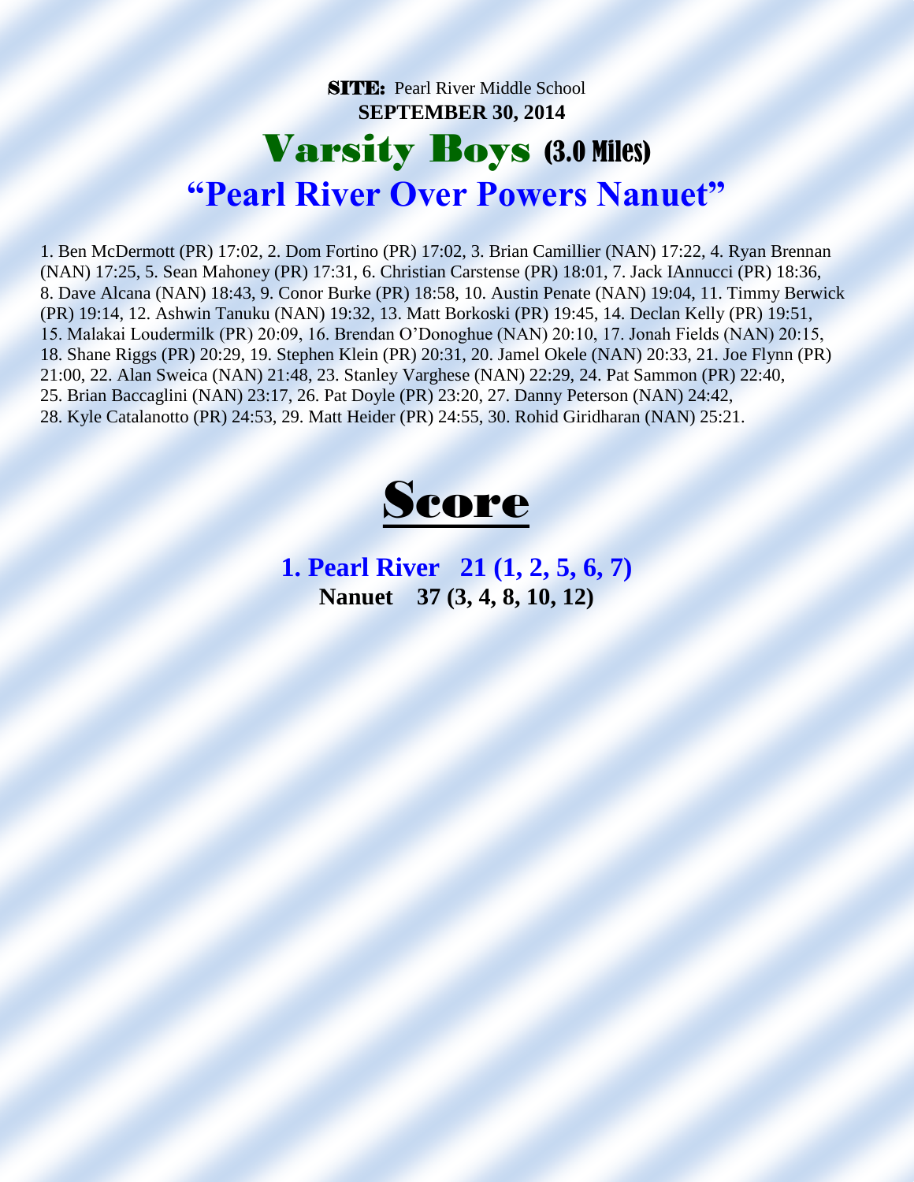**SITE:** Pearl River Middle School

**SEPTEMBER 30, 2014**

# Varsity Boys (3.0 Miles)

## "Pearl River Over Powers Nanuet"

1. Ben McDermott (PR) 17:02, 2. Dom Fortino (PR) 17:02, 3. Brian Camillier (NAN) 17:22, 4. Ryan Brennan (NAN) 17:25, 5. Sean Mahoney (PR) 17:31, 6. Christian Carstense (PR) 18:01, 7. Jack IAnnucci (PR) 18:36, 8. Dave Alcana (NAN) 18:43, 9. Conor Burke (PR) 18:58, 10. Austin Penate (NAN) 19:04, 11. Timmy Berwick (PR) 19:14, 12. Ashwin Tanuku (NAN) 19:32, 13. Matt Borkoski (PR) 19:45, 14. Declan Kelly (PR) 19:51, 15. Malakai Loudermilk (PR) 20:09, 16. Brendan O'Donoghue (NAN) 20:10, 17. Jonah Fields (NAN) 20:15, 18. Shane Riggs (PR) 20:29, 19. Stephen Klein (PR) 20:31, 20. Jamel Okele (NAN) 20:33, 21. Joe Flynn (PR) 21:00, 22. Alan Sweica (NAN) 21:48, 23. Stanley Varghese (NAN) 22:29, 24. Pat Sammon (PR) 22:40, 25. Brian Baccaglini (NAN) 23:17, 26. Pat Doyle (PR) 23:20, 27. Danny Peterson (NAN) 24:42, 28. Kyle Catalanotto (PR) 24:53, 29. Matt Heider (PR) 24:55, 30. Rohid Giridharan (NAN) 25:21.

# Score

**1. Pearl River 21 (1, 2, 5, 6, 7)**

**Nanuet 37 (3, 4, 8, 10, 12)**